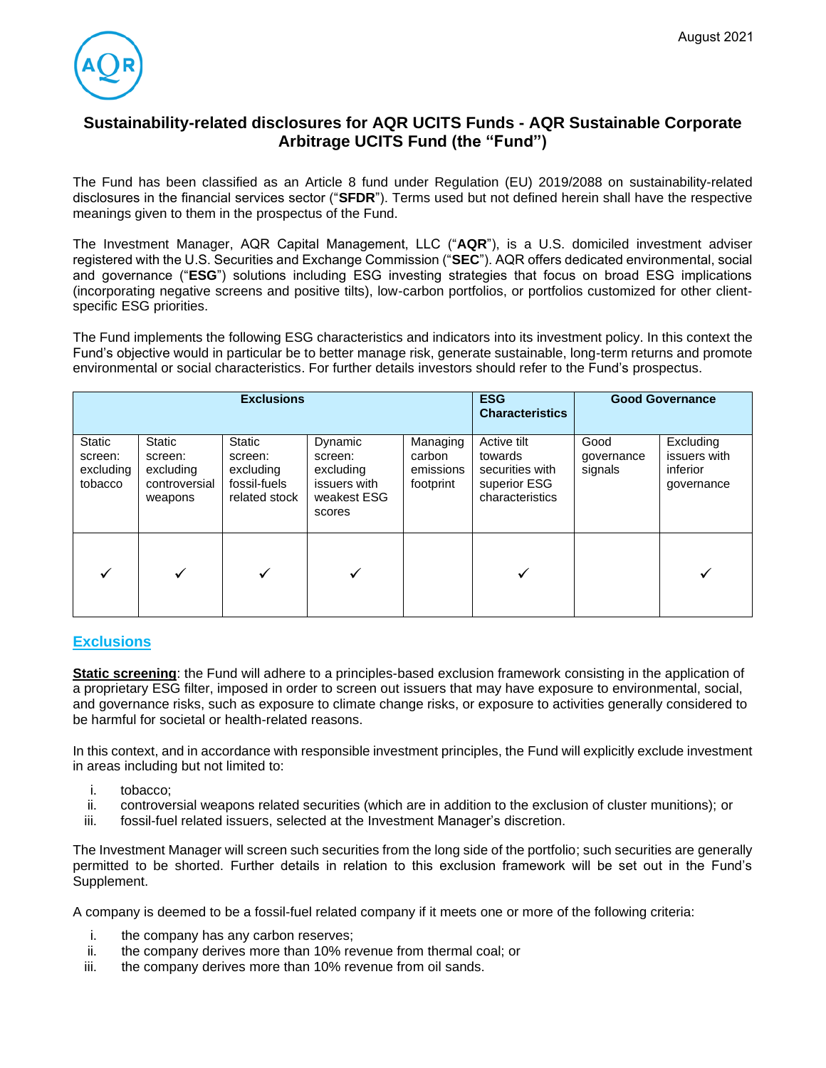August 2021

# Sustainability-related disclosures for AQR UCITS Funds - AQR Sustainable Corporate Arbitrage UCITS Fund (the "Fund")

The Fund has been classified as an Article 8 fund under Regulation (EU) 2019/2088 on sustainability-related disclosures in the financial services sector ("**SFDR**"). Terms used but not defined herein shall have the respective meanings given to them in the prospectus of the Fund.

The Investment Manager, AQR Capital Management, LLC ("**AQR**"), is a U.S. domiciled investment adviser registered with the U.S. Securities and Exchange Commission ("**SEC**"). AQR offers dedicated environmental, social and governance ("**ESG**") solutions including ESG investing strategies that focus on broad ESG implications (incorporating negative screens and positive tilts), low-carbon portfolios, or portfolios customized for other client-specific ESG priorities.

The Fund implements the following ESG characteristics and indicators into its investment policy. In this context the Fund's objective would in particular be to better manage risk, generate sustainable, long-term returns and promote environmental or social characteristics. For further details investors should refer to the Fund's prospectus.

| Exclusions | | | | | ESG Characteristics | Good Governance | |
|---|---|---|---|---|---|---|---|
| Static screen: excluding tobacco | Static screen: excluding controversial weapons | Static screen: excluding fossil-fuels related stock | Dynamic screen: excluding issuers with weakest ESG scores | Managing carbon emissions footprint | Active tilt towards securities with superior ESG characteristics | Good governance signals | Excluding issuers with inferior governance |
| ✓ | ✓ | ✓ | ✓ | | ✓ | | ✓ |

## Exclusions

**Static screening**: the Fund will adhere to a principles-based exclusion framework consisting in the application of a proprietary ESG filter, imposed in order to screen out issuers that may have exposure to environmental, social, and governance risks, such as exposure to climate change risks, or exposure to activities generally considered to be harmful for societal or health-related reasons.

In this context, and in accordance with responsible investment principles, the Fund will explicitly exclude investment in areas including but not limited to:

i. tobacco;
ii. controversial weapons related securities (which are in addition to the exclusion of cluster munitions); or
iii. fossil-fuel related issuers, selected at the Investment Manager's discretion.

The Investment Manager will screen such securities from the long side of the portfolio; such securities are generally permitted to be shorted. Further details in relation to this exclusion framework will be set out in the Fund's Supplement.

A company is deemed to be a fossil-fuel related company if it meets one or more of the following criteria:

i. the company has any carbon reserves;
ii. the company derives more than 10% revenue from thermal coal; or
iii. the company derives more than 10% revenue from oil sands.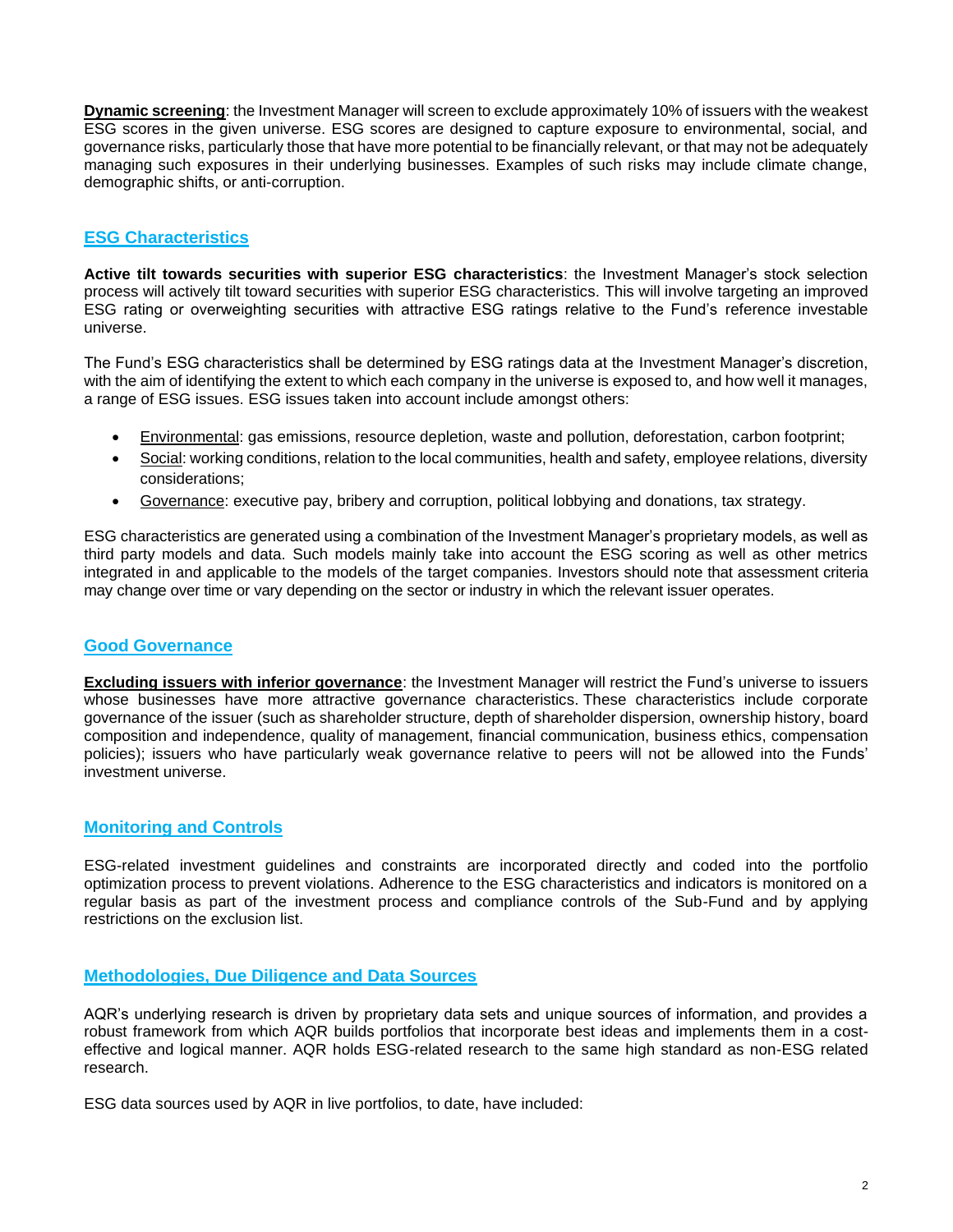**Dynamic screening**: the Investment Manager will screen to exclude approximately 10% of issuers with the weakest ESG scores in the given universe. ESG scores are designed to capture exposure to environmental, social, and governance risks, particularly those that have more potential to be financially relevant, or that may not be adequately managing such exposures in their underlying businesses. Examples of such risks may include climate change, demographic shifts, or anti-corruption.

## ESG Characteristics

**Active tilt towards securities with superior ESG characteristics**: the Investment Manager's stock selection process will actively tilt toward securities with superior ESG characteristics. This will involve targeting an improved ESG rating or overweighting securities with attractive ESG ratings relative to the Fund's reference investable universe.

The Fund's ESG characteristics shall be determined by ESG ratings data at the Investment Manager's discretion, with the aim of identifying the extent to which each company in the universe is exposed to, and how well it manages, a range of ESG issues. ESG issues taken into account include amongst others:

- Environmental: gas emissions, resource depletion, waste and pollution, deforestation, carbon footprint;
- Social: working conditions, relation to the local communities, health and safety, employee relations, diversity considerations;
- Governance: executive pay, bribery and corruption, political lobbying and donations, tax strategy.

ESG characteristics are generated using a combination of the Investment Manager's proprietary models, as well as third party models and data. Such models mainly take into account the ESG scoring as well as other metrics integrated in and applicable to the models of the target companies. Investors should note that assessment criteria may change over time or vary depending on the sector or industry in which the relevant issuer operates.

## Good Governance

**Excluding issuers with inferior governance**: the Investment Manager will restrict the Fund's universe to issuers whose businesses have more attractive governance characteristics. These characteristics include corporate governance of the issuer (such as shareholder structure, depth of shareholder dispersion, ownership history, board composition and independence, quality of management, financial communication, business ethics, compensation policies); issuers who have particularly weak governance relative to peers will not be allowed into the Funds' investment universe.

## Monitoring and Controls

ESG-related investment guidelines and constraints are incorporated directly and coded into the portfolio optimization process to prevent violations. Adherence to the ESG characteristics and indicators is monitored on a regular basis as part of the investment process and compliance controls of the Sub-Fund and by applying restrictions on the exclusion list.

## Methodologies, Due Diligence and Data Sources

AQR's underlying research is driven by proprietary data sets and unique sources of information, and provides a robust framework from which AQR builds portfolios that incorporate best ideas and implements them in a cost-effective and logical manner. AQR holds ESG-related research to the same high standard as non-ESG related research.

ESG data sources used by AQR in live portfolios, to date, have included: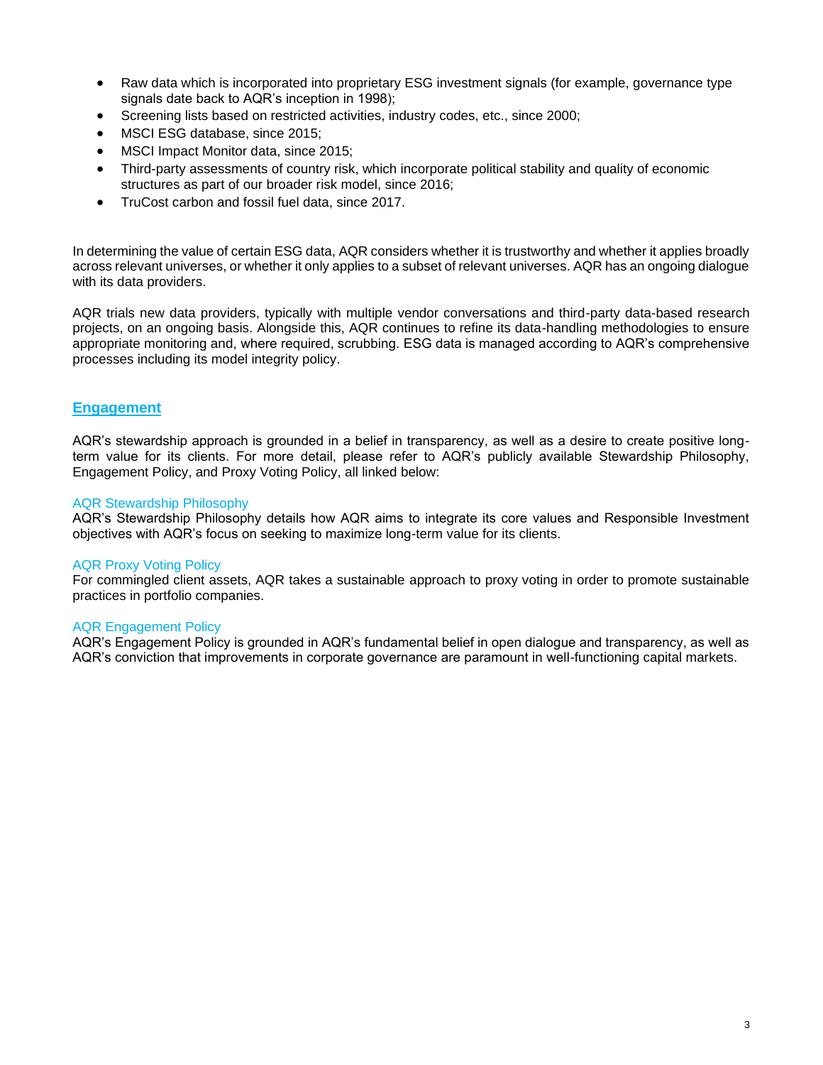- Raw data which is incorporated into proprietary ESG investment signals (for example, governance type signals date back to AQR's inception in 1998);
- Screening lists based on restricted activities, industry codes, etc., since 2000;
- MSCI ESG database, since 2015;
- MSCI Impact Monitor data, since 2015;
- Third-party assessments of country risk, which incorporate political stability and quality of economic structures as part of our broader risk model, since 2016;
- TruCost carbon and fossil fuel data, since 2017.

In determining the value of certain ESG data, AQR considers whether it is trustworthy and whether it applies broadly across relevant universes, or whether it only applies to a subset of relevant universes. AQR has an ongoing dialogue with its data providers.

AQR trials new data providers, typically with multiple vendor conversations and third-party data-based research projects, on an ongoing basis. Alongside this, AQR continues to refine its data-handling methodologies to ensure appropriate monitoring and, where required, scrubbing. ESG data is managed according to AQR's comprehensive processes including its model integrity policy.

## Engagement

AQR's stewardship approach is grounded in a belief in transparency, as well as a desire to create positive long-term value for its clients. For more detail, please refer to AQR's publicly available Stewardship Philosophy, Engagement Policy, and Proxy Voting Policy, all linked below:

AQR Stewardship Philosophy
AQR's Stewardship Philosophy details how AQR aims to integrate its core values and Responsible Investment objectives with AQR's focus on seeking to maximize long-term value for its clients.

AQR Proxy Voting Policy
For commingled client assets, AQR takes a sustainable approach to proxy voting in order to promote sustainable practices in portfolio companies.

AQR Engagement Policy
AQR's Engagement Policy is grounded in AQR's fundamental belief in open dialogue and transparency, as well as AQR's conviction that improvements in corporate governance are paramount in well-functioning capital markets.